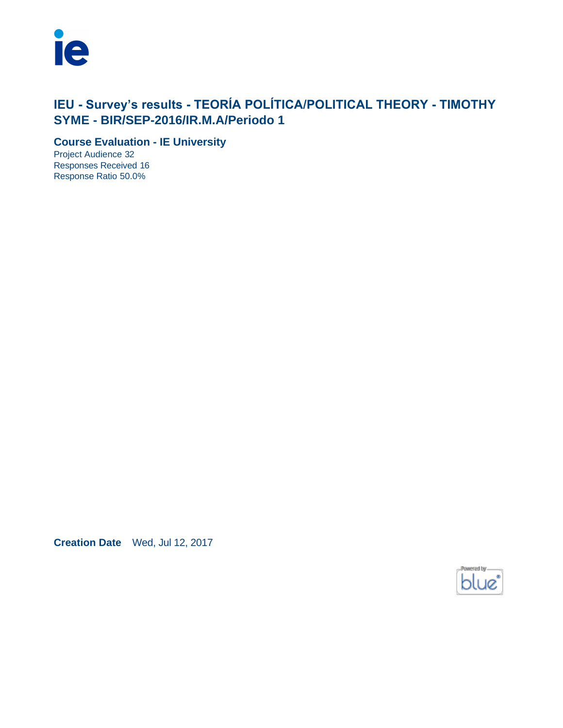# IEU - Survey's results - TEORÍA POLÍTICA/POLITICAL THEORY - TIMOTHY SYME - BIR/SEP-2016/IR.M.A/Periodo 1

## Course Evaluation - IE University

Project Audience 32
Responses Received 16
Response Ratio 50.0%

**Creation Date** Wed, Jul 12, 2017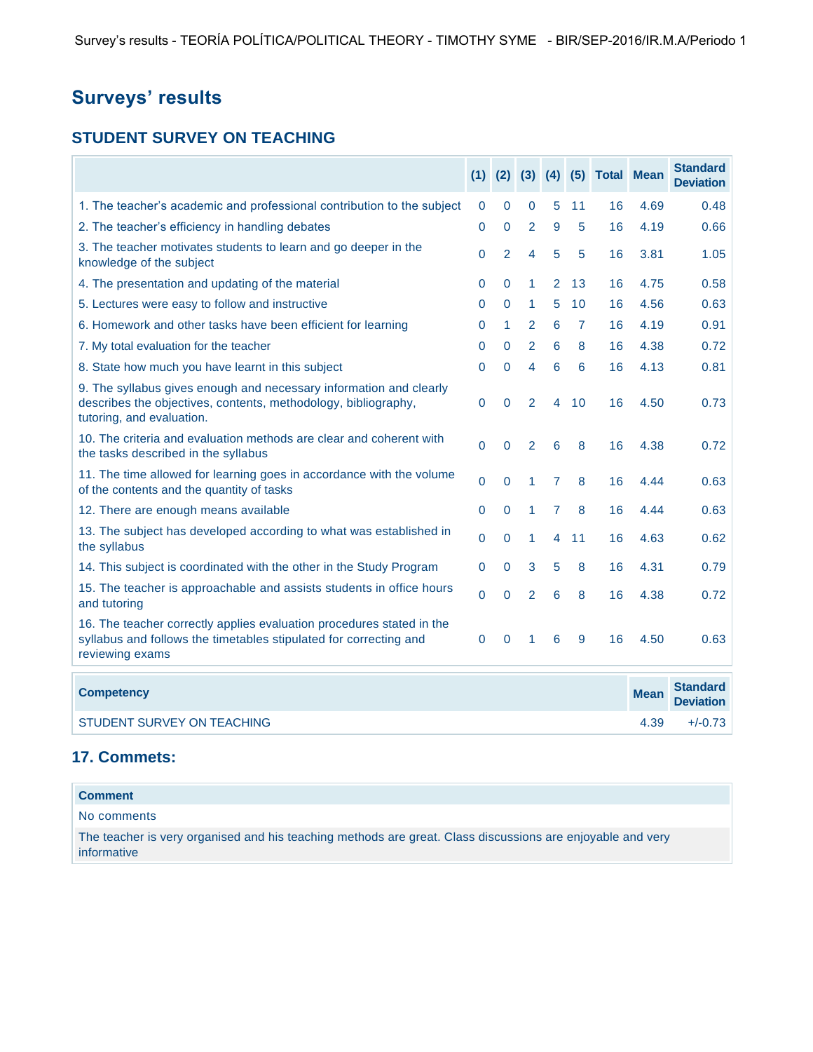# Surveys' results

## STUDENT SURVEY ON TEACHING

| | (1) | (2) | (3) | (4) | (5) | Total | Mean | Standard Deviation |
|---|---|---|---|---|---|---|---|---|
| 1. The teacher's academic and professional contribution to the subject | 0 | 0 | 0 | 5 | 11 | 16 | 4.69 | 0.48 |
| 2. The teacher's efficiency in handling debates | 0 | 0 | 2 | 9 | 5 | 16 | 4.19 | 0.66 |
| 3. The teacher motivates students to learn and go deeper in the knowledge of the subject | 0 | 2 | 4 | 5 | 5 | 16 | 3.81 | 1.05 |
| 4. The presentation and updating of the material | 0 | 0 | 1 | 2 | 13 | 16 | 4.75 | 0.58 |
| 5. Lectures were easy to follow and instructive | 0 | 0 | 1 | 5 | 10 | 16 | 4.56 | 0.63 |
| 6. Homework and other tasks have been efficient for learning | 0 | 1 | 2 | 6 | 7 | 16 | 4.19 | 0.91 |
| 7. My total evaluation for the teacher | 0 | 0 | 2 | 6 | 8 | 16 | 4.38 | 0.72 |
| 8. State how much you have learnt in this subject | 0 | 0 | 4 | 6 | 6 | 16 | 4.13 | 0.81 |
| 9. The syllabus gives enough and necessary information and clearly describes the objectives, contents, methodology, bibliography, tutoring, and evaluation. | 0 | 0 | 2 | 4 | 10 | 16 | 4.50 | 0.73 |
| 10. The criteria and evaluation methods are clear and coherent with the tasks described in the syllabus | 0 | 0 | 2 | 6 | 8 | 16 | 4.38 | 0.72 |
| 11. The time allowed for learning goes in accordance with the volume of the contents and the quantity of tasks | 0 | 0 | 1 | 7 | 8 | 16 | 4.44 | 0.63 |
| 12. There are enough means available | 0 | 0 | 1 | 7 | 8 | 16 | 4.44 | 0.63 |
| 13. The subject has developed according to what was established in the syllabus | 0 | 0 | 1 | 4 | 11 | 16 | 4.63 | 0.62 |
| 14. This subject is coordinated with the other in the Study Program | 0 | 0 | 3 | 5 | 8 | 16 | 4.31 | 0.79 |
| 15. The teacher is approachable and assists students in office hours and tutoring | 0 | 0 | 2 | 6 | 8 | 16 | 4.38 | 0.72 |
| 16. The teacher correctly applies evaluation procedures stated in the syllabus and follows the timetables stipulated for correcting and reviewing exams | 0 | 0 | 1 | 6 | 9 | 16 | 4.50 | 0.63 |

| Competency | Mean | Standard Deviation |
|---|---|---|
| STUDENT SURVEY ON TEACHING | 4.39 | +/-0.73 |

## 17. Commets:

| Comment |
|---|
| No comments |
| The teacher is very organised and his teaching methods are great. Class discussions are enjoyable and very informative |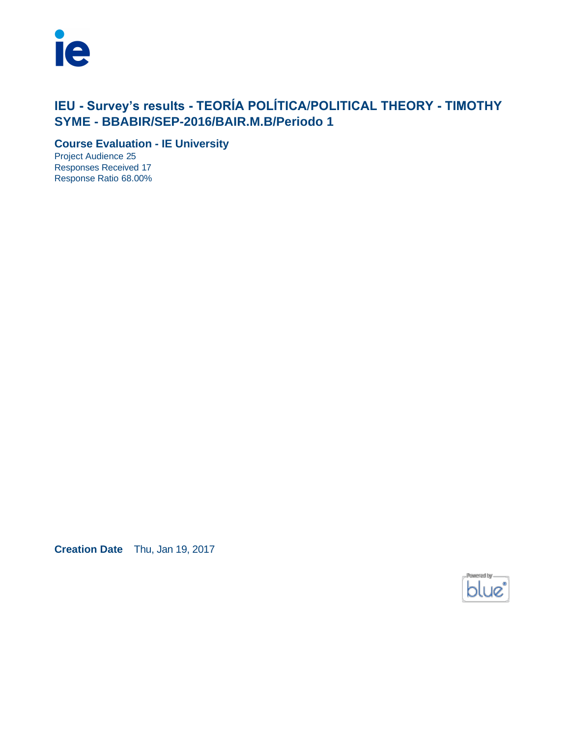# IEU - Survey's results - TEORÍA POLÍTICA/POLITICAL THEORY - TIMOTHY SYME - BBABIR/SEP-2016/BAIR.M.B/Periodo 1

## Course Evaluation - IE University

Project Audience 25
Responses Received 17
Response Ratio 68.00%

**Creation Date** Thu, Jan 19, 2017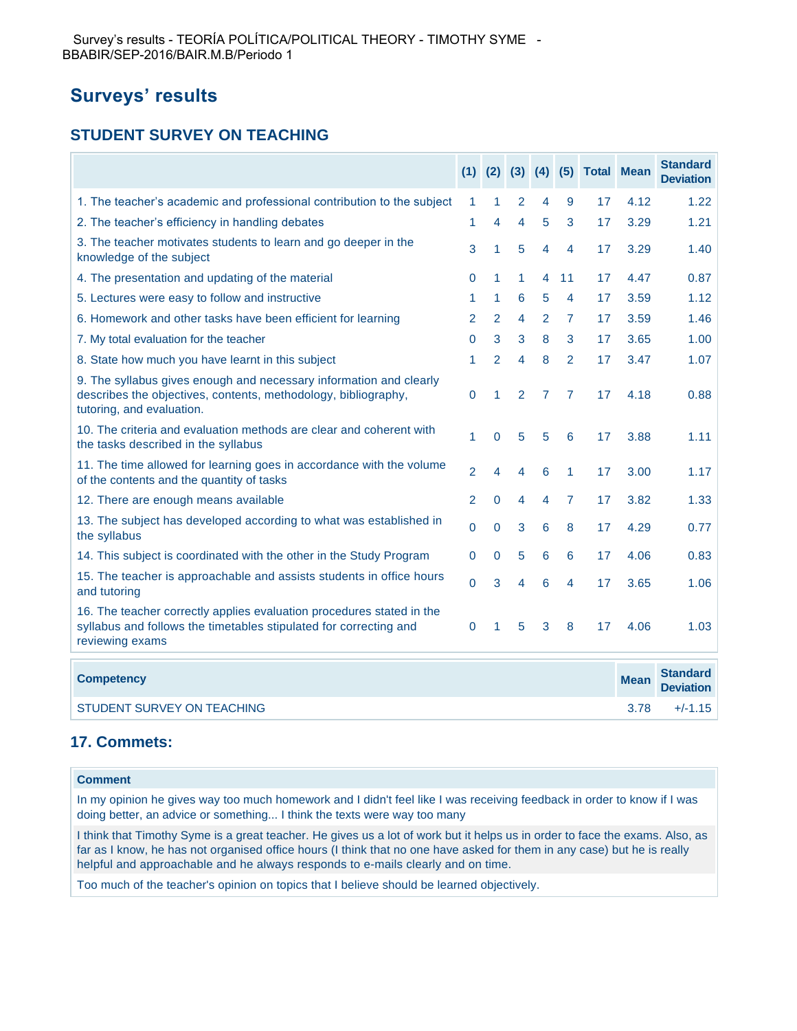Survey's results - TEORÍA POLÍTICA/POLITICAL THEORY - TIMOTHY SYME - BBABIR/SEP-2016/BAIR.M.B/Periodo 1

# Surveys' results

## STUDENT SURVEY ON TEACHING

| | (1) | (2) | (3) | (4) | (5) | Total | Mean | Standard Deviation |
|---|---|---|---|---|---|---|---|---|
| 1. The teacher's academic and professional contribution to the subject | 1 | 1 | 2 | 4 | 9 | 17 | 4.12 | 1.22 |
| 2. The teacher's efficiency in handling debates | 1 | 4 | 4 | 5 | 3 | 17 | 3.29 | 1.21 |
| 3. The teacher motivates students to learn and go deeper in the knowledge of the subject | 3 | 1 | 5 | 4 | 4 | 17 | 3.29 | 1.40 |
| 4. The presentation and updating of the material | 0 | 1 | 1 | 4 | 11 | 17 | 4.47 | 0.87 |
| 5. Lectures were easy to follow and instructive | 1 | 1 | 6 | 5 | 4 | 17 | 3.59 | 1.12 |
| 6. Homework and other tasks have been efficient for learning | 2 | 2 | 4 | 2 | 7 | 17 | 3.59 | 1.46 |
| 7. My total evaluation for the teacher | 0 | 3 | 3 | 8 | 3 | 17 | 3.65 | 1.00 |
| 8. State how much you have learnt in this subject | 1 | 2 | 4 | 8 | 2 | 17 | 3.47 | 1.07 |
| 9. The syllabus gives enough and necessary information and clearly describes the objectives, contents, methodology, bibliography, tutoring, and evaluation. | 0 | 1 | 2 | 7 | 7 | 17 | 4.18 | 0.88 |
| 10. The criteria and evaluation methods are clear and coherent with the tasks described in the syllabus | 1 | 0 | 5 | 5 | 6 | 17 | 3.88 | 1.11 |
| 11. The time allowed for learning goes in accordance with the volume of the contents and the quantity of tasks | 2 | 4 | 4 | 6 | 1 | 17 | 3.00 | 1.17 |
| 12. There are enough means available | 2 | 0 | 4 | 4 | 7 | 17 | 3.82 | 1.33 |
| 13. The subject has developed according to what was established in the syllabus | 0 | 0 | 3 | 6 | 8 | 17 | 4.29 | 0.77 |
| 14. This subject is coordinated with the other in the Study Program | 0 | 0 | 5 | 6 | 6 | 17 | 4.06 | 0.83 |
| 15. The teacher is approachable and assists students in office hours and tutoring | 0 | 3 | 4 | 6 | 4 | 17 | 3.65 | 1.06 |
| 16. The teacher correctly applies evaluation procedures stated in the syllabus and follows the timetables stipulated for correcting and reviewing exams | 0 | 1 | 5 | 3 | 8 | 17 | 4.06 | 1.03 |

| Competency | Mean | Standard Deviation |
|---|---|---|
| STUDENT SURVEY ON TEACHING | 3.78 | +/-1.15 |

## 17. Commets:

| Comment |
|---|
| In my opinion he gives way too much homework and I didn't feel like I was receiving feedback in order to know if I was doing better, an advice or something... I think the texts were way too many |
| I think that Timothy Syme is a great teacher. He gives us a lot of work but it helps us in order to face the exams. Also, as far as I know, he has not organised office hours (I think that no one have asked for them in any case) but he is really helpful and approachable and he always responds to e-mails clearly and on time. |
| Too much of the teacher's opinion on topics that I believe should be learned objectively. |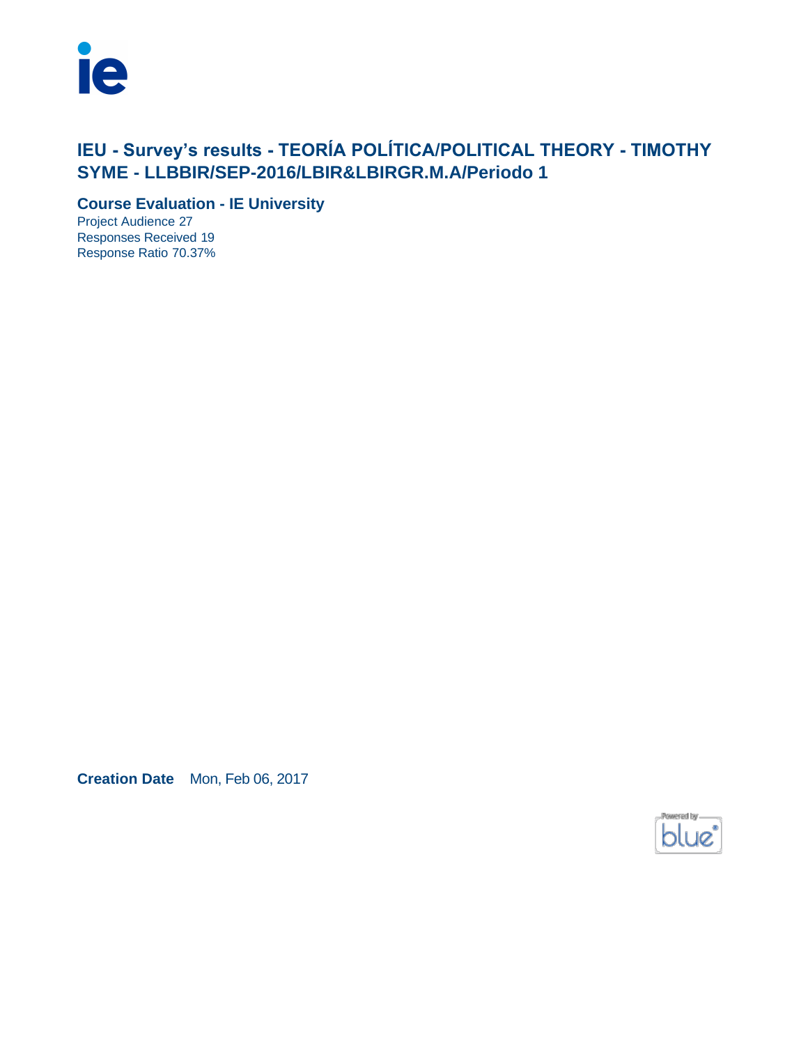# IEU - Survey's results - TEORÍA POLÍTICA/POLITICAL THEORY - TIMOTHY SYME - LLBBIR/SEP-2016/LBIR&LBIRGR.M.A/Periodo 1

## Course Evaluation - IE University

Project Audience 27
Responses Received 19
Response Ratio 70.37%

**Creation Date** Mon, Feb 06, 2017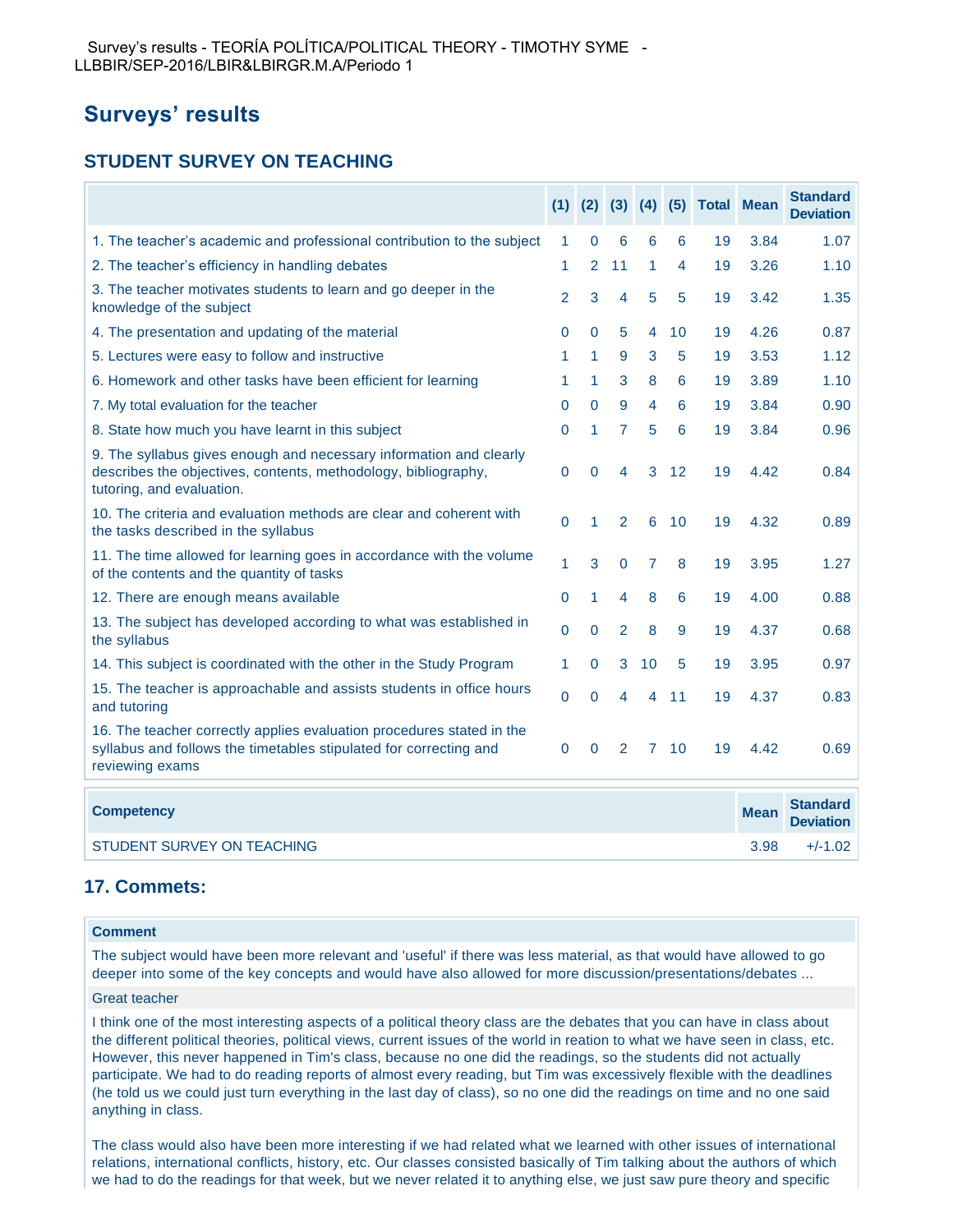Survey's results - TEORÍA POLÍTICA/POLITICAL THEORY - TIMOTHY SYME - LLBBIR/SEP-2016/LBIR&LBIRGR.M.A/Periodo 1

## Surveys' results

### STUDENT SURVEY ON TEACHING

| | (1) | (2) | (3) | (4) | (5) | Total | Mean | Standard Deviation |
|---|---|---|---|---|---|---|---|---|
| 1. The teacher's academic and professional contribution to the subject | 1 | 0 | 6 | 6 | 6 | 19 | 3.84 | 1.07 |
| 2. The teacher's efficiency in handling debates | 1 | 2 | 11 | 1 | 4 | 19 | 3.26 | 1.10 |
| 3. The teacher motivates students to learn and go deeper in the knowledge of the subject | 2 | 3 | 4 | 5 | 5 | 19 | 3.42 | 1.35 |
| 4. The presentation and updating of the material | 0 | 0 | 5 | 4 | 10 | 19 | 4.26 | 0.87 |
| 5. Lectures were easy to follow and instructive | 1 | 1 | 9 | 3 | 5 | 19 | 3.53 | 1.12 |
| 6. Homework and other tasks have been efficient for learning | 1 | 1 | 3 | 8 | 6 | 19 | 3.89 | 1.10 |
| 7. My total evaluation for the teacher | 0 | 0 | 9 | 4 | 6 | 19 | 3.84 | 0.90 |
| 8. State how much you have learnt in this subject | 0 | 1 | 7 | 5 | 6 | 19 | 3.84 | 0.96 |
| 9. The syllabus gives enough and necessary information and clearly describes the objectives, contents, methodology, bibliography, tutoring, and evaluation. | 0 | 0 | 4 | 3 | 12 | 19 | 4.42 | 0.84 |
| 10. The criteria and evaluation methods are clear and coherent with the tasks described in the syllabus | 0 | 1 | 2 | 6 | 10 | 19 | 4.32 | 0.89 |
| 11. The time allowed for learning goes in accordance with the volume of the contents and the quantity of tasks | 1 | 3 | 0 | 7 | 8 | 19 | 3.95 | 1.27 |
| 12. There are enough means available | 0 | 1 | 4 | 8 | 6 | 19 | 4.00 | 0.88 |
| 13. The subject has developed according to what was established in the syllabus | 0 | 0 | 2 | 8 | 9 | 19 | 4.37 | 0.68 |
| 14. This subject is coordinated with the other in the Study Program | 1 | 0 | 3 | 10 | 5 | 19 | 3.95 | 0.97 |
| 15. The teacher is approachable and assists students in office hours and tutoring | 0 | 0 | 4 | 4 | 11 | 19 | 4.37 | 0.83 |
| 16. The teacher correctly applies evaluation procedures stated in the syllabus and follows the timetables stipulated for correcting and reviewing exams | 0 | 0 | 2 | 7 | 10 | 19 | 4.42 | 0.69 |

| Competency | Mean | Standard Deviation |
|---|---|---|
| STUDENT SURVEY ON TEACHING | 3.98 | +/-1.02 |

### 17. Commets:

| Comment |
|---|
| The subject would have been more relevant and 'useful' if there was less material, as that would have allowed to go deeper into some of the key concepts and would have also allowed for more discussion/presentations/debates ... |
| Great teacher |
| I think one of the most interesting aspects of a political theory class are the debates that you can have in class about the different political theories, political views, current issues of the world in reation to what we have seen in class, etc. However, this never happened in Tim's class, because no one did the readings, so the students did not actually participate. We had to do reading reports of almost every reading, but Tim was excessively flexible with the deadlines (he told us we could just turn everything in the last day of class), so no one did the readings on time and no one said anything in class.<br><br>The class would also have been more interesting if we had related what we learned with other issues of international relations, international conflicts, history, etc. Our classes consisted basically of Tim talking about the authors of which we had to do the readings for that week, but we never related it to anything else, we just saw pure theory and specific |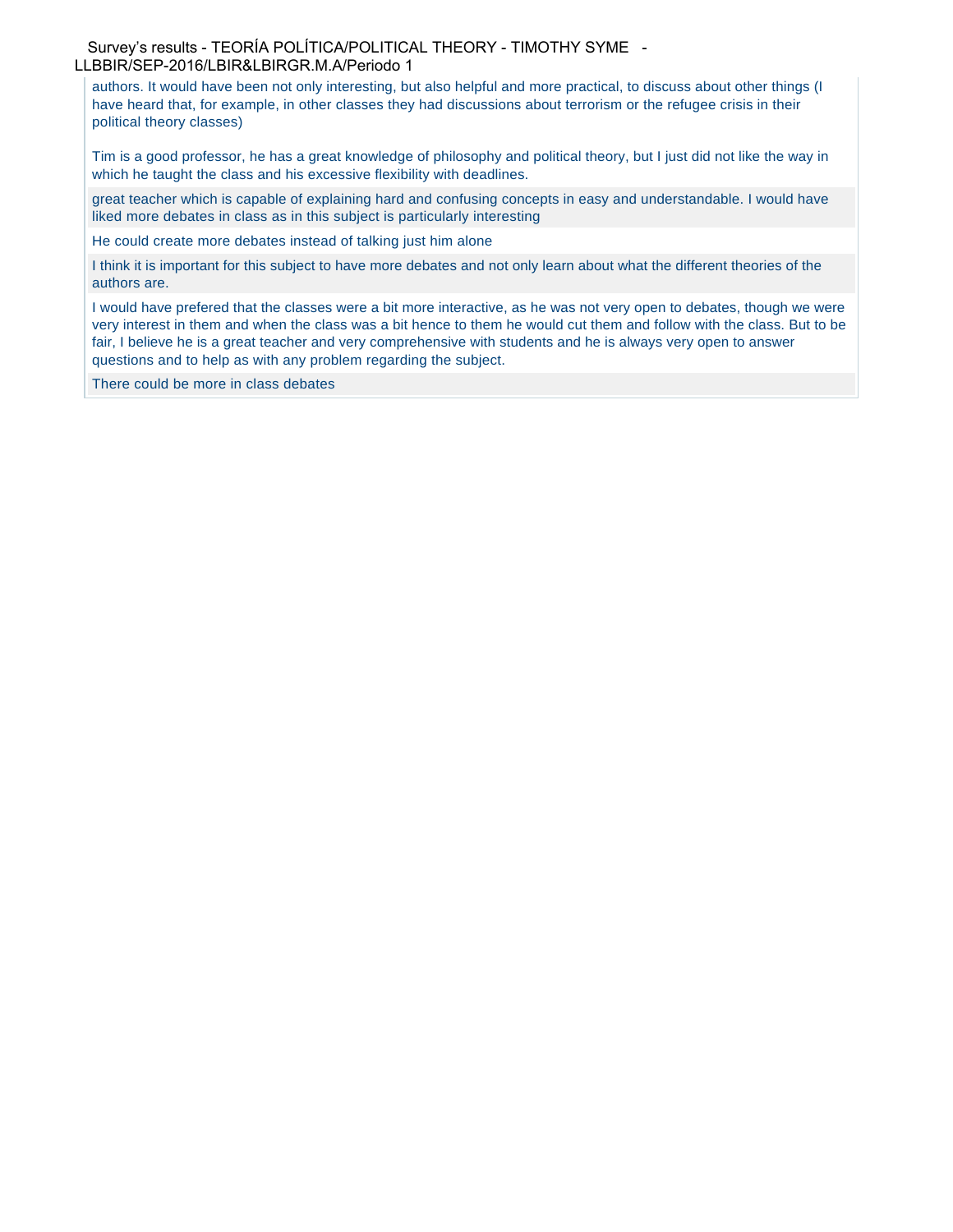authors. It would have been not only interesting, but also helpful and more practical, to discuss about other things (I have heard that, for example, in other classes they had discussions about terrorism or the refugee crisis in their political theory classes)

Tim is a good professor, he has a great knowledge of philosophy and political theory, but I just did not like the way in which he taught the class and his excessive flexibility with deadlines.

great teacher which is capable of explaining hard and confusing concepts in easy and understandable. I would have liked more debates in class as in this subject is particularly interesting

He could create more debates instead of talking just him alone

I think it is important for this subject to have more debates and not only learn about what the different theories of the authors are.

I would have prefered that the classes were a bit more interactive, as he was not very open to debates, though we were very interest in them and when the class was a bit hence to them he would cut them and follow with the class. But to be fair, I believe he is a great teacher and very comprehensive with students and he is always very open to answer questions and to help as with any problem regarding the subject.

There could be more in class debates